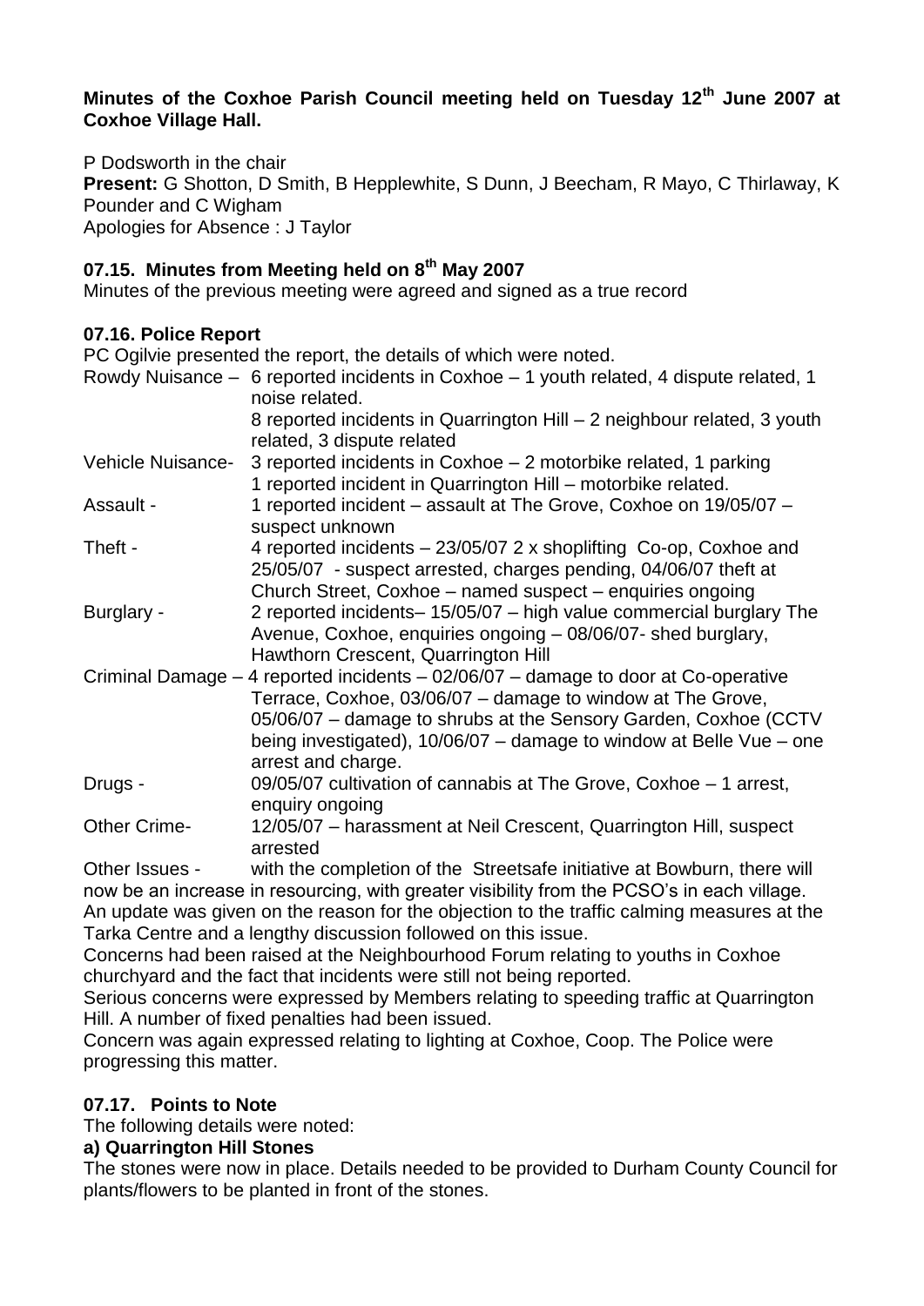**Minutes of the Coxhoe Parish Council meeting held on Tuesday 12th June 2007 at Coxhoe Village Hall.**

P Dodsworth in the chair
**Present:** G Shotton, D Smith, B Hepplewhite, S Dunn, J Beecham, R Mayo, C Thirlaway, K Pounder and C Wigham
Apologies for Absence : J Taylor

## 07.15. Minutes from Meeting held on 8th May 2007

Minutes of the previous meeting were agreed and signed as a true record

## 07.16. Police Report

PC Ogilvie presented the report, the details of which were noted.

| | |
|---|---|
| Rowdy Nuisance – | 6 reported incidents in Coxhoe – 1 youth related, 4 dispute related, 1 noise related.<br>8 reported incidents in Quarrington Hill – 2 neighbour related, 3 youth related, 3 dispute related |
| Vehicle Nuisance- | 3 reported incidents in Coxhoe – 2 motorbike related, 1 parking<br>1 reported incident in Quarrington Hill – motorbike related. |
| Assault - | 1 reported incident – assault at The Grove, Coxhoe on 19/05/07 – suspect unknown |
| Theft - | 4 reported incidents – 23/05/07 2 x shoplifting Co-op, Coxhoe and 25/05/07 - suspect arrested, charges pending, 04/06/07 theft at Church Street, Coxhoe – named suspect – enquiries ongoing |
| Burglary - | 2 reported incidents– 15/05/07 – high value commercial burglary The Avenue, Coxhoe, enquiries ongoing – 08/06/07- shed burglary, Hawthorn Crescent, Quarrington Hill |
| Criminal Damage – | 4 reported incidents – 02/06/07 – damage to door at Co-operative Terrace, Coxhoe, 03/06/07 – damage to window at The Grove, 05/06/07 – damage to shrubs at the Sensory Garden, Coxhoe (CCTV being investigated), 10/06/07 – damage to window at Belle Vue – one arrest and charge. |
| Drugs - | 09/05/07 cultivation of cannabis at The Grove, Coxhoe – 1 arrest, enquiry ongoing |
| Other Crime- | 12/05/07 – harassment at Neil Crescent, Quarrington Hill, suspect arrested |

Other Issues - with the completion of the Streetsafe initiative at Bowburn, there will now be an increase in resourcing, with greater visibility from the PCSO's in each village.

An update was given on the reason for the objection to the traffic calming measures at the Tarka Centre and a lengthy discussion followed on this issue.

Concerns had been raised at the Neighbourhood Forum relating to youths in Coxhoe churchyard and the fact that incidents were still not being reported.

Serious concerns were expressed by Members relating to speeding traffic at Quarrington Hill. A number of fixed penalties had been issued.

Concern was again expressed relating to lighting at Coxhoe, Coop. The Police were progressing this matter.

## 07.17. Points to Note

The following details were noted:

**a) Quarrington Hill Stones**

The stones were now in place. Details needed to be provided to Durham County Council for plants/flowers to be planted in front of the stones.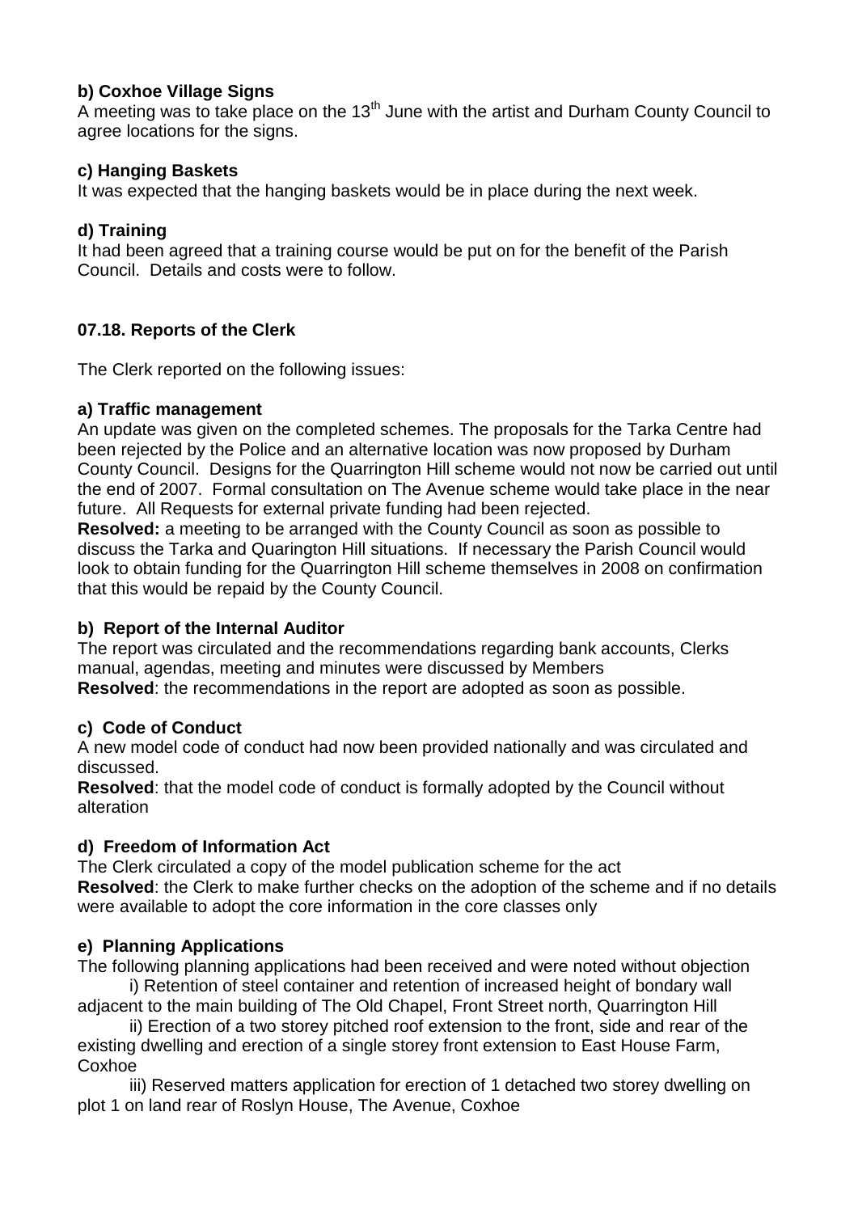**b) Coxhoe Village Signs**

A meeting was to take place on the 13th June with the artist and Durham County Council to agree locations for the signs.

**c) Hanging Baskets**

It was expected that the hanging baskets would be in place during the next week.

**d) Training**

It had been agreed that a training course would be put on for the benefit of the Parish Council. Details and costs were to follow.

**07.18. Reports of the Clerk**

The Clerk reported on the following issues:

**a) Traffic management**

An update was given on the completed schemes. The proposals for the Tarka Centre had been rejected by the Police and an alternative location was now proposed by Durham County Council. Designs for the Quarrington Hill scheme would not now be carried out until the end of 2007. Formal consultation on The Avenue scheme would take place in the near future. All Requests for external private funding had been rejected.

**Resolved:** a meeting to be arranged with the County Council as soon as possible to discuss the Tarka and Quarington Hill situations. If necessary the Parish Council would look to obtain funding for the Quarrington Hill scheme themselves in 2008 on confirmation that this would be repaid by the County Council.

**b) Report of the Internal Auditor**

The report was circulated and the recommendations regarding bank accounts, Clerks manual, agendas, meeting and minutes were discussed by Members

**Resolved**: the recommendations in the report are adopted as soon as possible.

**c) Code of Conduct**

A new model code of conduct had now been provided nationally and was circulated and discussed.

**Resolved**: that the model code of conduct is formally adopted by the Council without alteration

**d) Freedom of Information Act**

The Clerk circulated a copy of the model publication scheme for the act

**Resolved**: the Clerk to make further checks on the adoption of the scheme and if no details were available to adopt the core information in the core classes only

**e) Planning Applications**

The following planning applications had been received and were noted without objection

i) Retention of steel container and retention of increased height of bondary wall adjacent to the main building of The Old Chapel, Front Street north, Quarrington Hill

ii) Erection of a two storey pitched roof extension to the front, side and rear of the existing dwelling and erection of a single storey front extension to East House Farm, Coxhoe

iii) Reserved matters application for erection of 1 detached two storey dwelling on plot 1 on land rear of Roslyn House, The Avenue, Coxhoe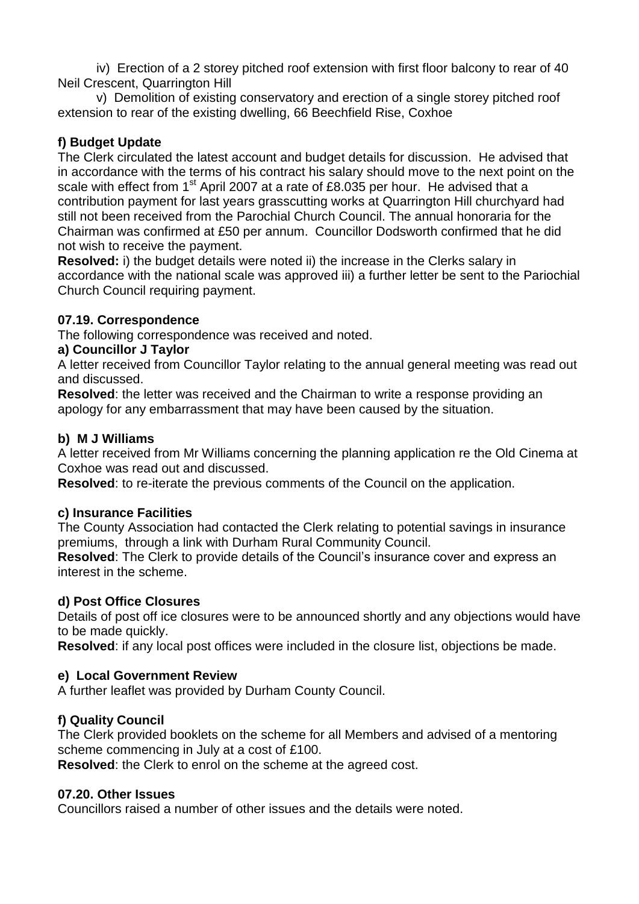iv) Erection of a 2 storey pitched roof extension with first floor balcony to rear of 40 Neil Crescent, Quarrington Hill

v) Demolition of existing conservatory and erection of a single storey pitched roof extension to rear of the existing dwelling, 66 Beechfield Rise, Coxhoe

**f) Budget Update**

The Clerk circulated the latest account and budget details for discussion. He advised that in accordance with the terms of his contract his salary should move to the next point on the scale with effect from 1st April 2007 at a rate of £8.035 per hour. He advised that a contribution payment for last years grasscutting works at Quarrington Hill churchyard had still not been received from the Parochial Church Council. The annual honoraria for the Chairman was confirmed at £50 per annum. Councillor Dodsworth confirmed that he did not wish to receive the payment.

**Resolved:** i) the budget details were noted ii) the increase in the Clerks salary in accordance with the national scale was approved iii) a further letter be sent to the Pariochial Church Council requiring payment.

**07.19. Correspondence**

The following correspondence was received and noted.

**a) Councillor J Taylor**

A letter received from Councillor Taylor relating to the annual general meeting was read out and discussed.

**Resolved**: the letter was received and the Chairman to write a response providing an apology for any embarrassment that may have been caused by the situation.

**b) M J Williams**

A letter received from Mr Williams concerning the planning application re the Old Cinema at Coxhoe was read out and discussed.

**Resolved**: to re-iterate the previous comments of the Council on the application.

**c) Insurance Facilities**

The County Association had contacted the Clerk relating to potential savings in insurance premiums, through a link with Durham Rural Community Council.

**Resolved**: The Clerk to provide details of the Council's insurance cover and express an interest in the scheme.

**d) Post Office Closures**

Details of post off ice closures were to be announced shortly and any objections would have to be made quickly.

**Resolved**: if any local post offices were included in the closure list, objections be made.

**e) Local Government Review**

A further leaflet was provided by Durham County Council.

**f) Quality Council**

The Clerk provided booklets on the scheme for all Members and advised of a mentoring scheme commencing in July at a cost of £100.

**Resolved**: the Clerk to enrol on the scheme at the agreed cost.

**07.20. Other Issues**

Councillors raised a number of other issues and the details were noted.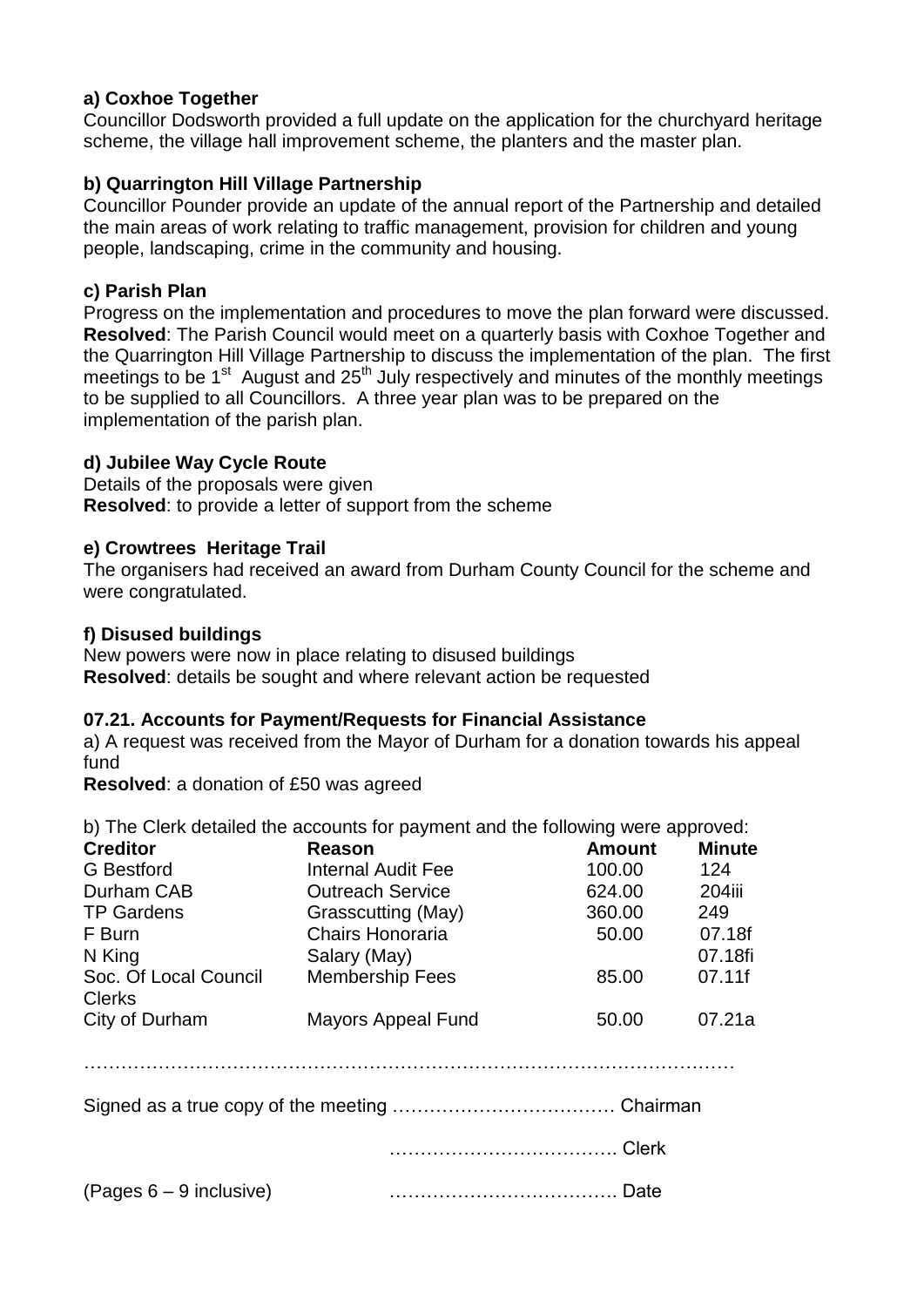**a) Coxhoe Together**
Councillor Dodsworth provided a full update on the application for the churchyard heritage scheme, the village hall improvement scheme, the planters and the master plan.

**b) Quarrington Hill Village Partnership**
Councillor Pounder provide an update of the annual report of the Partnership and detailed the main areas of work relating to traffic management, provision for children and young people, landscaping, crime in the community and housing.

**c) Parish Plan**
Progress on the implementation and procedures to move the plan forward were discussed. **Resolved**: The Parish Council would meet on a quarterly basis with Coxhoe Together and the Quarrington Hill Village Partnership to discuss the implementation of the plan. The first meetings to be 1st August and 25th July respectively and minutes of the monthly meetings to be supplied to all Councillors. A three year plan was to be prepared on the implementation of the parish plan.

**d) Jubilee Way Cycle Route**
Details of the proposals were given
**Resolved**: to provide a letter of support from the scheme

**e) Crowtrees Heritage Trail**
The organisers had received an award from Durham County Council for the scheme and were congratulated.

**f) Disused buildings**
New powers were now in place relating to disused buildings
**Resolved**: details be sought and where relevant action be requested

**07.21. Accounts for Payment/Requests for Financial Assistance**
a) A request was received from the Mayor of Durham for a donation towards his appeal fund
**Resolved**: a donation of £50 was agreed

b) The Clerk detailed the accounts for payment and the following were approved:

| Creditor | Reason | Amount | Minute |
|---|---|---|---|
| G Bestford | Internal Audit Fee | 100.00 | 124 |
| Durham CAB | Outreach Service | 624.00 | 204iii |
| TP Gardens | Grasscutting (May) | 360.00 | 249 |
| F Burn | Chairs Honoraria | 50.00 | 07.18f |
| N King | Salary (May) | | 07.18fi |
| Soc. Of Local Council Clerks | Membership Fees | 85.00 | 07.11f |
| City of Durham | Mayors Appeal Fund | 50.00 | 07.21a |

…………………………………………………………………………………………

Signed as a true copy of the meeting ……………………………… Chairman

……………………………… Clerk

(Pages 6 – 9 inclusive) ……………………………… Date